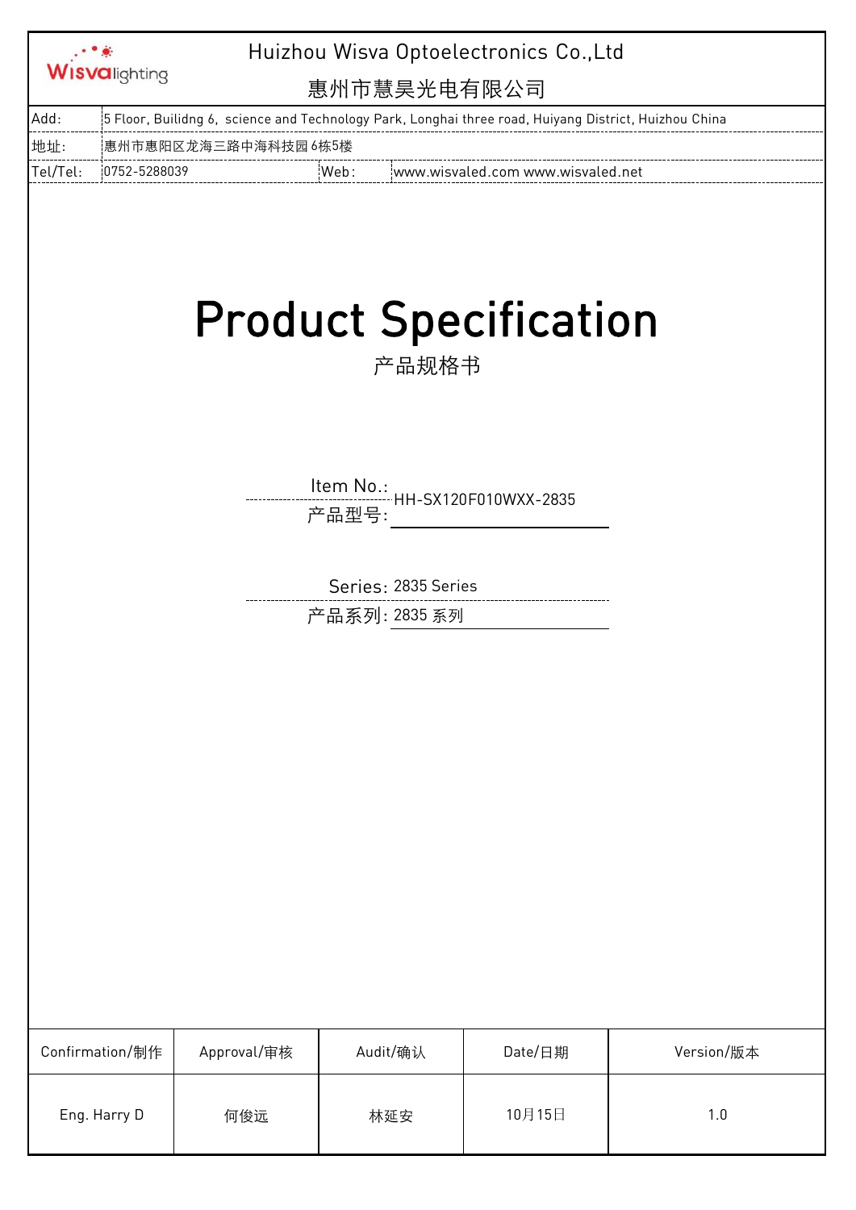Wisvalighting

Huizhou Wisva Optoelectronics Co.,Ltd

惠州市慧昊光电有限公司

| Add: | 5 Floor, Builidng 6, science and Technology Park, Longhai three road, Huiyang District, Huizhou China | | |
|---|---|---|---|
| 地址: | 惠州市惠阳区龙海三路中海科技园 6栋5楼 | | |
| Tel/Tel: | 0752-5288039 | Web: | www.wisvaled.com www.wisvaled.net |

# Product Specification

产品规格书

Item No.:
产品型号: HH-SX120F010WXX-2835

Series:
产品系列: 2835 Series
2835 系列

| Confirmation/制作 | Approval/审核 | Audit/确认 | Date/日期 | Version/版本 |
|---|---|---|---|---|
| Eng. Harry D | 何俊远 | 林延安 | 10月15日 | 1.0 |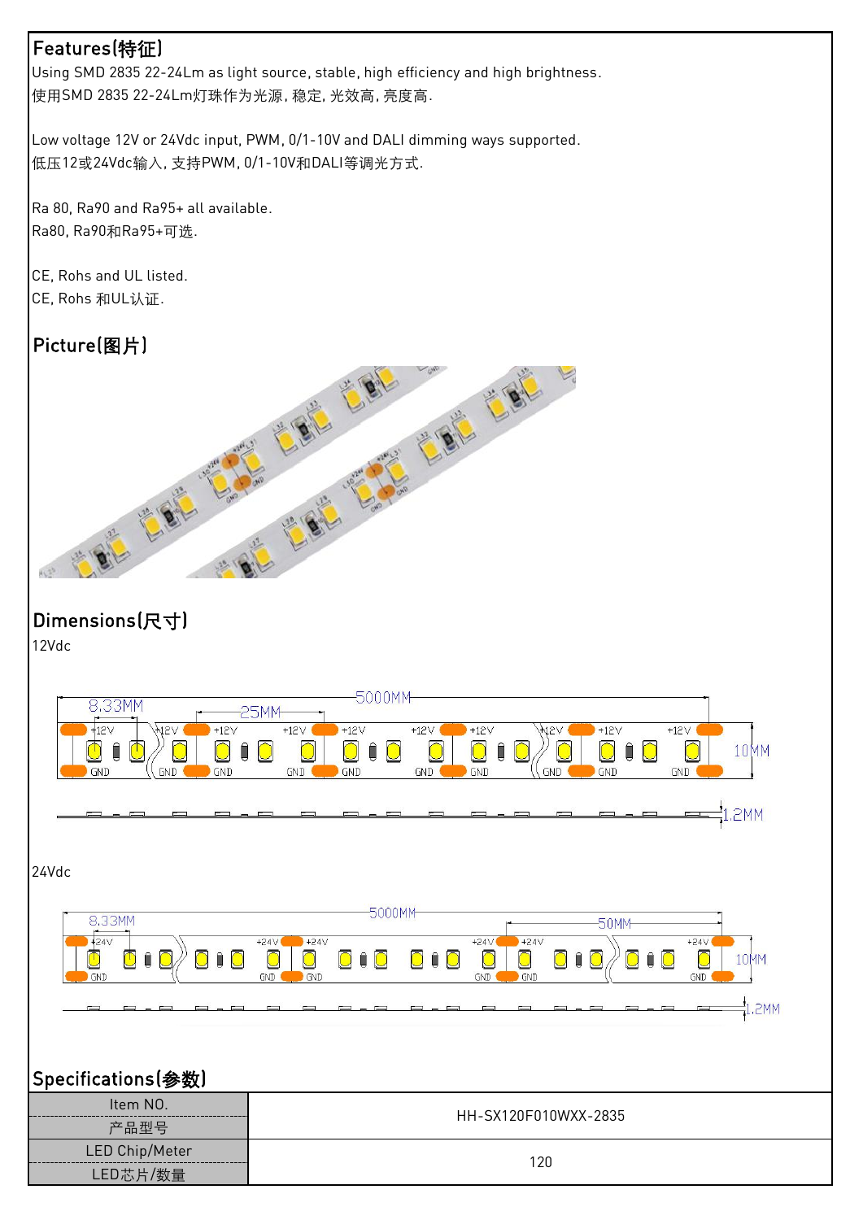## Features(特征)

Using SMD 2835 22-24Lm as light source, stable, high efficiency and high brightness.
使用SMD 2835 22-24Lm灯珠作为光源，稳定，光效高，亮度高.

Low voltage 12V or 24Vdc input, PWM, 0/1-10V and DALI dimming ways supported.
低压12或24Vdc输入，支持PWM，0/1-10V和DALI等调光方式.

Ra 80, Ra90 and Ra95+ all available.
Ra80, Ra90和Ra95+可选.

CE, Rohs and UL listed.
CE, Rohs 和UL认证.

## Picture(图片)

## Dimensions(尺寸)

12Vdc

24Vdc

## Specifications(参数)

| Item NO.<br>产品型号 | HH-SX120F010WXX-2835 |
|---|---|
| LED Chip/Meter<br>LED芯片/数量 | 120 |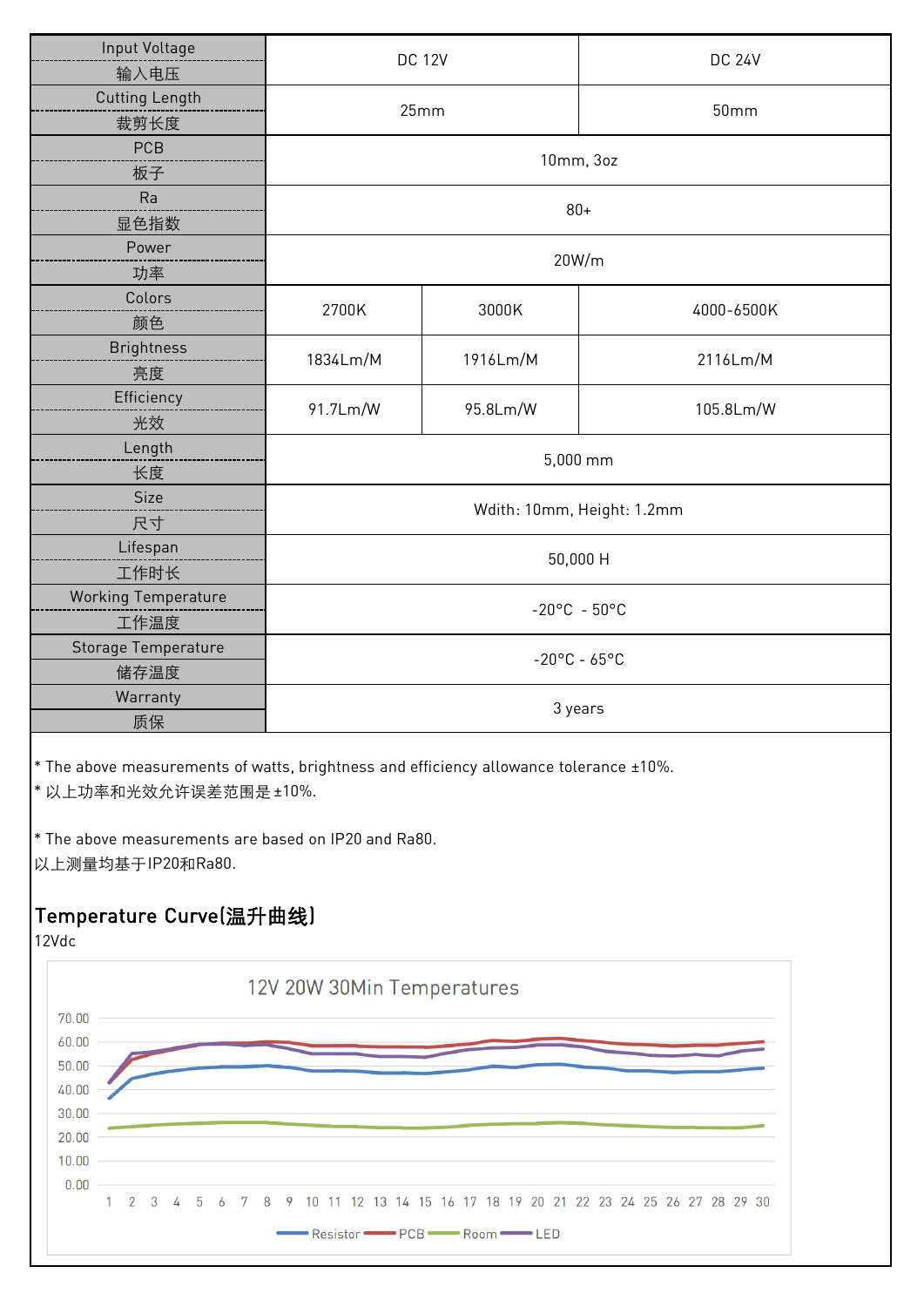| Input Voltage 输入电压 | DC 12V | | DC 24V |
|---|---|---|---|
| Cutting Length 裁剪长度 | 25mm | | 50mm |
| PCB 板子 | 10mm, 3oz | | |
| Ra 显色指数 | 80+ | | |
| Power 功率 | 20W/m | | |
| Colors 颜色 | 2700K | 3000K | 4000-6500K |
| Brightness 亮度 | 1834Lm/M | 1916Lm/M | 2116Lm/M |
| Efficiency 光效 | 91.7Lm/W | 95.8Lm/W | 105.8Lm/W |
| Length 长度 | 5,000 mm | | |
| Size 尺寸 | Wdith: 10mm, Height: 1.2mm | | |
| Lifespan 工作时长 | 50,000 H | | |
| Working Temperature 工作温度 | -20°C - 50°C | | |
| Storage Temperature 储存温度 | -20°C - 65°C | | |
| Warranty 质保 | 3 years | | |

* The above measurements of watts, brightness and efficiency allowance tolerance ±10%.
* 以上功率和光效允许误差范围是±10%.

* The above measurements are based on IP20 and Ra80.
以上测量均基于IP20和Ra80.

## Temperature Curve(温升曲线)

12Vdc

12V 20W 30Min Temperatures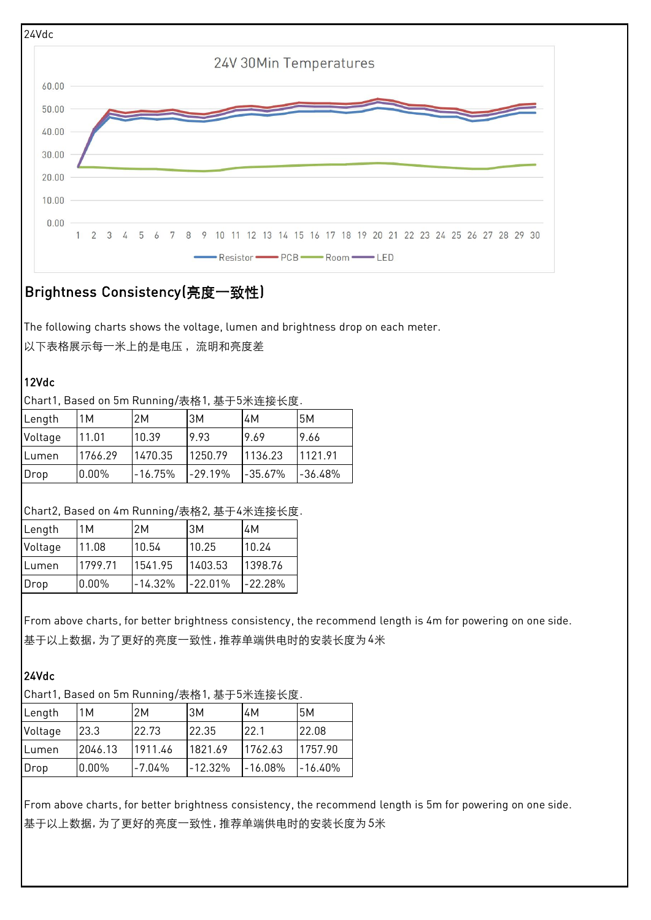24Vdc

24V 30Min Temperatures

Brightness Consistency(亮度一致性)

The following charts shows the voltage, lumen and brightness drop on each meter.

以下表格展示每一米上的是电压， 流明和亮度差

**12Vdc**

Chart1, Based on 5m Running/表格1, 基于5米连接长度.

| Length | 1M | 2M | 3M | 4M | 5M |
|---|---|---|---|---|---|
| Voltage | 11.01 | 10.39 | 9.93 | 9.69 | 9.66 |
| Lumen | 1766.29 | 1470.35 | 1250.79 | 1136.23 | 1121.91 |
| Drop | 0.00% | -16.75% | -29.19% | -35.67% | -36.48% |

Chart2, Based on 4m Running/表格2, 基于4米连接长度.

| Length | 1M | 2M | 3M | 4M |
|---|---|---|---|---|
| Voltage | 11.08 | 10.54 | 10.25 | 10.24 |
| Lumen | 1799.71 | 1541.95 | 1403.53 | 1398.76 |
| Drop | 0.00% | -14.32% | -22.01% | -22.28% |

From above charts, for better brightness consistency, the recommend length is 4m for powering on one side.

基于以上数据，为了更好的亮度一致性，推荐单端供电时的安装长度为4米

**24Vdc**

Chart1, Based on 5m Running/表格1, 基于5米连接长度.

| Length | 1M | 2M | 3M | 4M | 5M |
|---|---|---|---|---|---|
| Voltage | 23.3 | 22.73 | 22.35 | 22.1 | 22.08 |
| Lumen | 2046.13 | 1911.46 | 1821.69 | 1762.63 | 1757.90 |
| Drop | 0.00% | -7.04% | -12.32% | -16.08% | -16.40% |

From above charts, for better brightness consistency, the recommend length is 5m for powering on one side.

基于以上数据，为了更好的亮度一致性，推荐单端供电时的安装长度为5米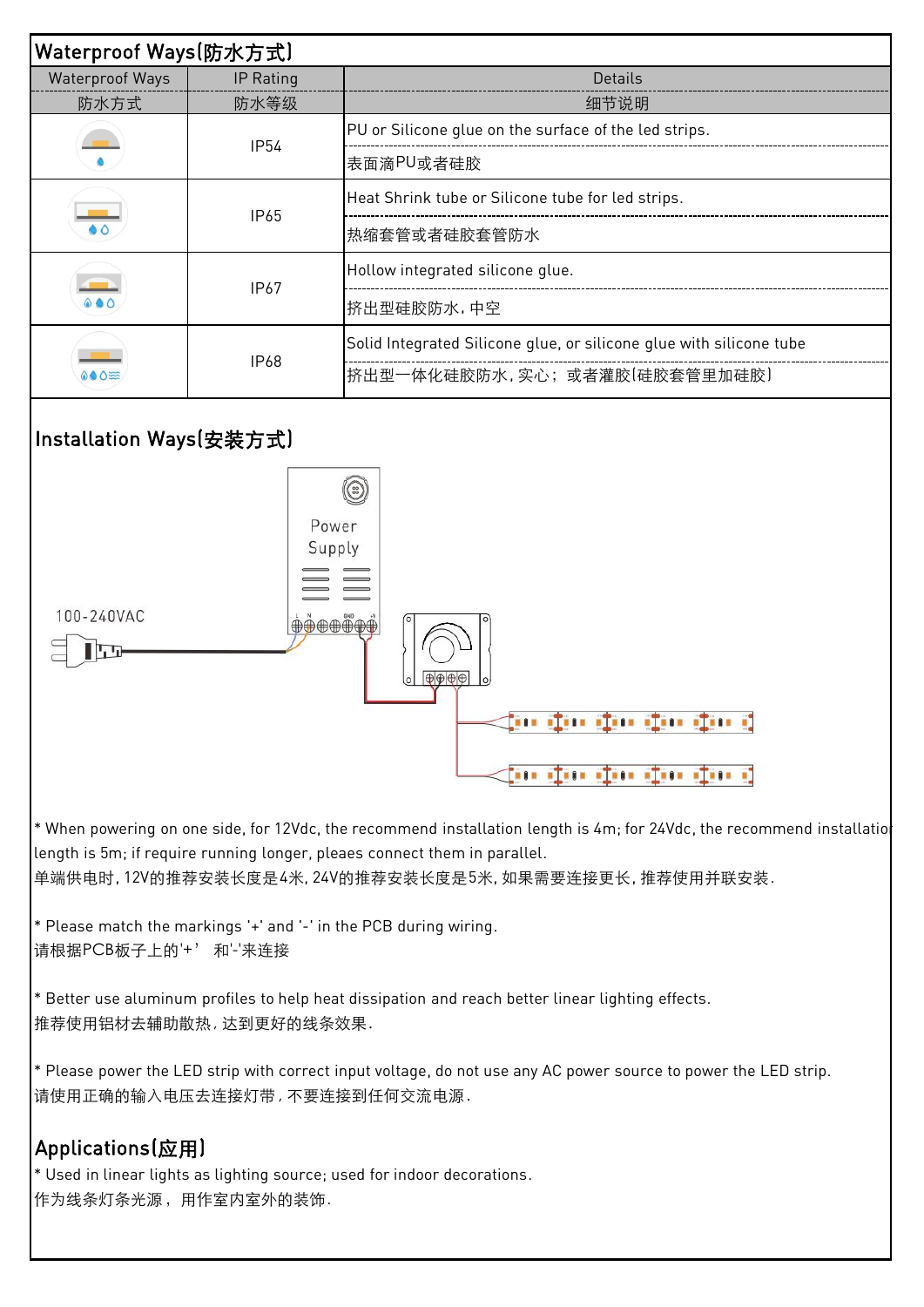## Waterproof Ways(防水方式)

| Waterproof Ways<br>防水方式 | IP Rating<br>防水等级 | Details<br>细节说明 |
|---|---|---|
| | IP54 | PU or Silicone glue on the surface of the led strips.<br>表面滴PU或者硅胶 |
| | IP65 | Heat Shrink tube or Silicone tube for led strips.<br>热缩套管或者硅胶套管防水 |
| | IP67 | Hollow integrated silicone glue.<br>挤出型硅胶防水，中空 |
| | IP68 | Solid Integrated Silicone glue, or silicone glue with silicone tube<br>挤出型一体化硅胶防水，实心； 或者灌胶(硅胶套管里加硅胶) |

## Installation Ways(安装方式)

Power Supply

100-240VAC

* When powering on one side, for 12Vdc, the recommend installation length is 4m; for 24Vdc, the recommend installation length is 5m; if require running longer, pleaes connect them in parallel.
单端供电时，12V的推荐安装长度是4米，24V的推荐安装长度是5米，如果需要连接更长，推荐使用并联安装.

* Please match the markings '+' and '-' in the PCB during wiring.
请根据PCB板子上的'+' 和'-'来连接

* Better use aluminum profiles to help heat dissipation and reach better linear lighting effects.
推荐使用铝材去辅助散热，达到更好的线条效果.

* Please power the LED strip with correct input voltage, do not use any AC power source to power the LED strip.
请使用正确的输入电压去连接灯带，不要连接到任何交流电源.

## Applications(应用)

* Used in linear lights as lighting source; used for indoor decorations.
作为线条灯条光源， 用作室内室外的装饰.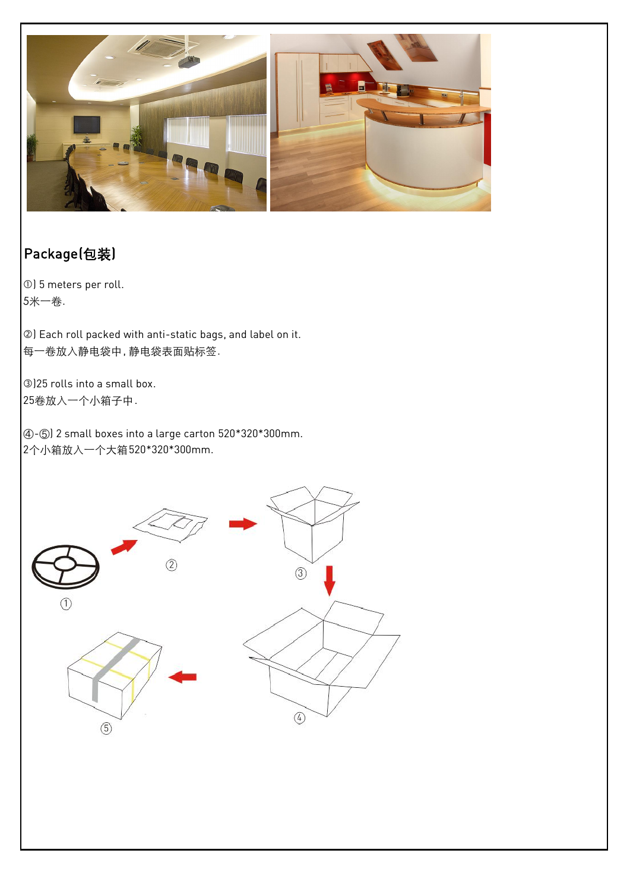## Package(包装)

①) 5 meters per roll.
5米一卷.

②) Each roll packed with anti-static bags, and label on it.
每一卷放入静电袋中,静电袋表面贴标签.

③)25 rolls into a small box.
25卷放入一个小箱子中.

④-⑤) 2 small boxes into a large carton 520*320*300mm.
2个小箱放入一个大箱520*320*300mm.

①

②

③

④

⑤